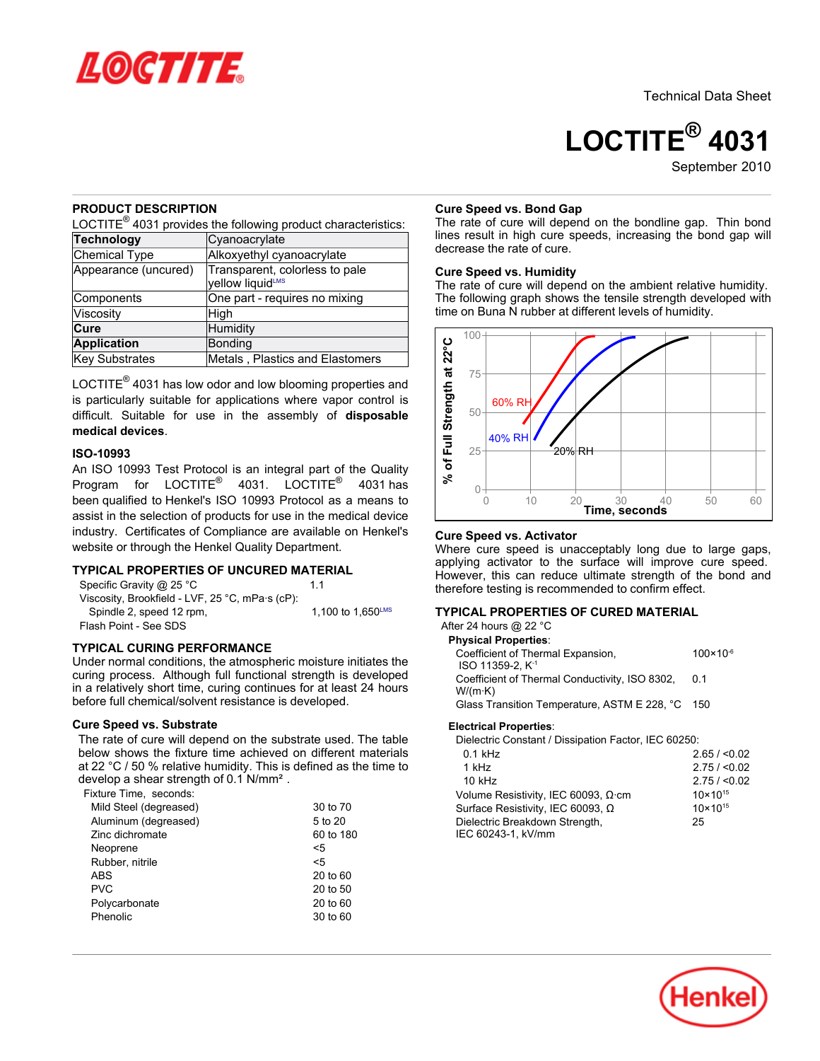Technical Data Sheet

# LOCTITE® 4031

September 2010

## PRODUCT DESCRIPTION

LOCTITE® 4031 provides the following product characteristics:

| **Technology** | Cyanoacrylate |
|---|---|
| Chemical Type | Alkoxyethyl cyanoacrylate |
| Appearance (uncured) | Transparent, colorless to pale yellow liquidLMS |
| Components | One part - requires no mixing |
| Viscosity | High |
| **Cure** | Humidity |
| **Application** | Bonding |
| Key Substrates | Metals , Plastics and Elastomers |

LOCTITE® 4031 has low odor and low blooming properties and is particularly suitable for applications where vapor control is difficult. Suitable for use in the assembly of **disposable medical devices**.

### ISO-10993

An ISO 10993 Test Protocol is an integral part of the Quality Program for LOCTITE® 4031. LOCTITE® 4031 has been qualified to Henkel's ISO 10993 Protocol as a means to assist in the selection of products for use in the medical device industry. Certificates of Compliance are available on Henkel's website or through the Henkel Quality Department.

## TYPICAL PROPERTIES OF UNCURED MATERIAL

| | |
|---|---|
| Specific Gravity @ 25 °C | 1.1 |
| Viscosity, Brookfield - LVF, 25 °C, mPa·s (cP): | |
| Spindle 2, speed 12 rpm, | 1,100 to 1,650LMS |
| Flash Point - See SDS | |

## TYPICAL CURING PERFORMANCE

Under normal conditions, the atmospheric moisture initiates the curing process. Although full functional strength is developed in a relatively short time, curing continues for at least 24 hours before full chemical/solvent resistance is developed.

### Cure Speed vs. Substrate

The rate of cure will depend on the substrate used. The table below shows the fixture time achieved on different materials at 22 °C / 50 % relative humidity. This is defined as the time to develop a shear strength of 0.1 N/mm².

| Fixture Time, seconds: | |
|---|---|
| Mild Steel (degreased) | 30 to 70 |
| Aluminum (degreased) | 5 to 20 |
| Zinc dichromate | 60 to 180 |
| Neoprene | <5 |
| Rubber, nitrile | <5 |
| ABS | 20 to 60 |
| PVC | 20 to 50 |
| Polycarbonate | 20 to 60 |
| Phenolic | 30 to 60 |

### Cure Speed vs. Bond Gap

The rate of cure will depend on the bondline gap. Thin bond lines result in high cure speeds, increasing the bond gap will decrease the rate of cure.

### Cure Speed vs. Humidity

The rate of cure will depend on the ambient relative humidity. The following graph shows the tensile strength developed with time on Buna N rubber at different levels of humidity.

% of Full Strength at 22°C vs. Time, seconds (curves: 60% RH, 40% RH, 20% RH)

### Cure Speed vs. Activator

Where cure speed is unacceptably long due to large gaps, applying activator to the surface will improve cure speed. However, this can reduce ultimate strength of the bond and therefore testing is recommended to confirm effect.

## TYPICAL PROPERTIES OF CURED MATERIAL

After 24 hours @ 22 °C

**Physical Properties**:

| | |
|---|---|
| Coefficient of Thermal Expansion, ISO 11359-2, $K^{-1}$ | $100\times10^{-6}$ |
| Coefficient of Thermal Conductivity, ISO 8302, W/(m·K) | 0.1 |
| Glass Transition Temperature, ASTM E 228, °C | 150 |

**Electrical Properties**:

| | |
|---|---|
| Dielectric Constant / Dissipation Factor, IEC 60250: | |
| 0.1 kHz | 2.65 / <0.02 |
| 1 kHz | 2.75 / <0.02 |
| 10 kHz | 2.75 / <0.02 |
| Volume Resistivity, IEC 60093, Ω·cm | $10\times10^{15}$ |
| Surface Resistivity, IEC 60093, Ω | $10\times10^{15}$ |
| Dielectric Breakdown Strength, IEC 60243-1, kV/mm | 25 |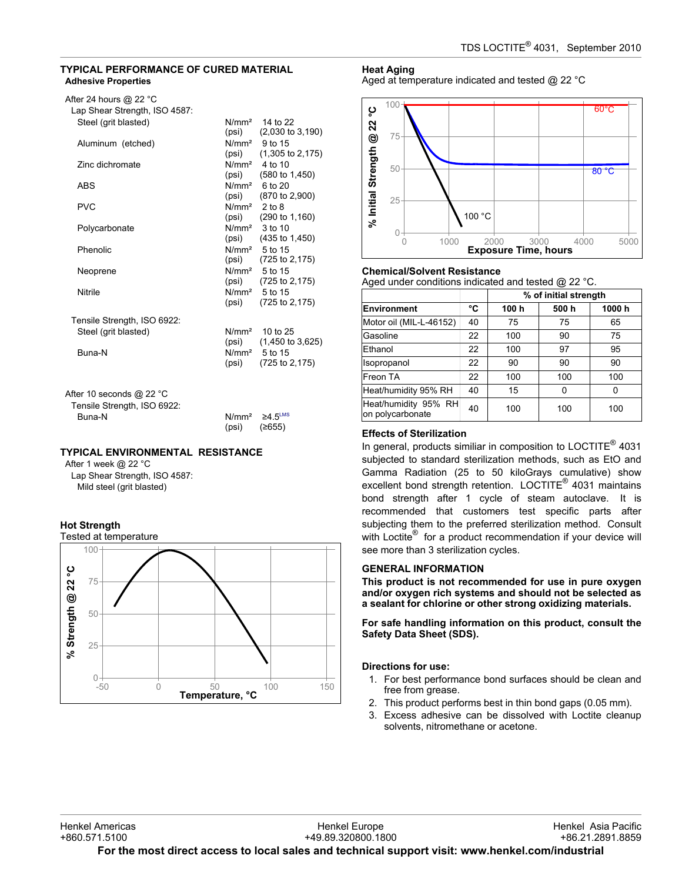## TYPICAL PERFORMANCE OF CURED MATERIAL

### Adhesive Properties

After 24 hours @ 22 °C

Lap Shear Strength, ISO 4587:

| | | |
|---|---|---|
| Steel (grit blasted) | N/mm² | 14 to 22 |
| | (psi) | (2,030 to 3,190) |
| Aluminum (etched) | N/mm² | 9 to 15 |
| | (psi) | (1,305 to 2,175) |
| Zinc dichromate | N/mm² | 4 to 10 |
| | (psi) | (580 to 1,450) |
| ABS | N/mm² | 6 to 20 |
| | (psi) | (870 to 2,900) |
| PVC | N/mm² | 2 to 8 |
| | (psi) | (290 to 1,160) |
| Polycarbonate | N/mm² | 3 to 10 |
| | (psi) | (435 to 1,450) |
| Phenolic | N/mm² | 5 to 15 |
| | (psi) | (725 to 2,175) |
| Neoprene | N/mm² | 5 to 15 |
| | (psi) | (725 to 2,175) |
| Nitrile | N/mm² | 5 to 15 |
| | (psi) | (725 to 2,175) |

Tensile Strength, ISO 6922:

| | | |
|---|---|---|
| Steel (grit blasted) | N/mm² | 10 to 25 |
| | (psi) | (1,450 to 3,625) |
| Buna-N | N/mm² | 5 to 15 |
| | (psi) | (725 to 2,175) |

After 10 seconds @ 22 °C

Tensile Strength, ISO 6922:

| | | |
|---|---|---|
| Buna-N | N/mm² | ≥4.5[LMS] |
| | (psi) | (≥655) |

## TYPICAL ENVIRONMENTAL RESISTANCE

After 1 week @ 22 °C

Lap Shear Strength, ISO 4587:

Mild steel (grit blasted)

### Hot Strength

Tested at temperature

### Heat Aging

Aged at temperature indicated and tested @ 22 °C

### Chemical/Solvent Resistance

Aged under conditions indicated and tested @ 22 °C.

| | | % of initial strength | | |
|---|---|---|---|---|
| **Environment** | **°C** | **100 h** | **500 h** | **1000 h** |
| Motor oil (MIL-L-46152) | 40 | 75 | 75 | 65 |
| Gasoline | 22 | 100 | 90 | 75 |
| Ethanol | 22 | 100 | 97 | 95 |
| Isopropanol | 22 | 90 | 90 | 90 |
| Freon TA | 22 | 100 | 100 | 100 |
| Heat/humidity 95% RH | 40 | 15 | 0 | 0 |
| Heat/humidity 95% RH on polycarbonate | 40 | 100 | 100 | 100 |

### Effects of Sterilization

In general, products similiar in composition to LOCTITE® 4031 subjected to standard sterilization methods, such as EtO and Gamma Radiation (25 to 50 kiloGrays cumulative) show excellent bond strength retention. LOCTITE® 4031 maintains bond strength after 1 cycle of steam autoclave. It is recommended that customers test specific parts after subjecting them to the preferred sterilization method. Consult with Loctite® for a product recommendation if your device will see more than 3 sterilization cycles.

## GENERAL INFORMATION

**This product is not recommended for use in pure oxygen and/or oxygen rich systems and should not be selected as a sealant for chlorine or other strong oxidizing materials.**

**For safe handling information on this product, consult the Safety Data Sheet (SDS).**

**Directions for use:**

1. For best performance bond surfaces should be clean and free from grease.
2. This product performs best in thin bond gaps (0.05 mm).
3. Excess adhesive can be dissolved with Loctite cleanup solvents, nitromethane or acetone.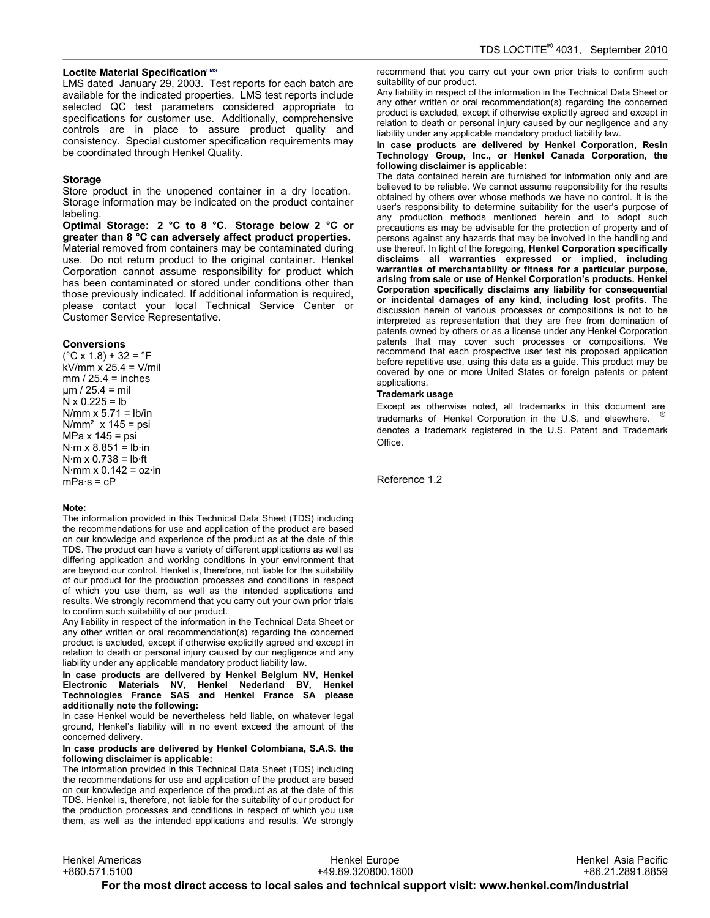### Loctite Material Specification[LMS]

LMS dated January 29, 2003. Test reports for each batch are available for the indicated properties. LMS test reports include selected QC test parameters considered appropriate to specifications for customer use. Additionally, comprehensive controls are in place to assure product quality and consistency. Special customer specification requirements may be coordinated through Henkel Quality.

### Storage

Store product in the unopened container in a dry location. Storage information may be indicated on the product container labeling.

**Optimal Storage: 2 °C to 8 °C. Storage below 2 °C or greater than 8 °C can adversely affect product properties.** Material removed from containers may be contaminated during use. Do not return product to the original container. Henkel Corporation cannot assume responsibility for product which has been contaminated or stored under conditions other than those previously indicated. If additional information is required, please contact your local Technical Service Center or Customer Service Representative.

### Conversions

(°C x 1.8) + 32 = °F
kV/mm x 25.4 = V/mil
mm / 25.4 = inches
µm / 25.4 = mil
N x 0.225 = lb
N/mm x 5.71 = lb/in
N/mm² x 145 = psi
MPa x 145 = psi
N·m x 8.851 = lb·in
N·m x 0.738 = lb·ft
N·mm x 0.142 = oz·in
mPa·s = cP

#### Note:

The information provided in this Technical Data Sheet (TDS) including the recommendations for use and application of the product are based on our knowledge and experience of the product as at the date of this TDS. The product can have a variety of different applications as well as differing application and working conditions in your environment that are beyond our control. Henkel is, therefore, not liable for the suitability of our product for the production processes and conditions in respect of which you use them, as well as the intended applications and results. We strongly recommend that you carry out your own prior trials to confirm such suitability of our product.

Any liability in respect of the information in the Technical Data Sheet or any other written or oral recommendation(s) regarding the concerned product is excluded, except if otherwise explicitly agreed and except in relation to death or personal injury caused by our negligence and any liability under any applicable mandatory product liability law.

**In case products are delivered by Henkel Belgium NV, Henkel Electronic Materials NV, Henkel Nederland BV, Henkel Technologies France SAS and Henkel France SA please additionally note the following:**

In case Henkel would be nevertheless held liable, on whatever legal ground, Henkel's liability will in no event exceed the amount of the concerned delivery.

**In case products are delivered by Henkel Colombiana, S.A.S. the following disclaimer is applicable:**

The information provided in this Technical Data Sheet (TDS) including the recommendations for use and application of the product are based on our knowledge and experience of the product as at the date of this TDS. Henkel is, therefore, not liable for the suitability of our product for the production processes and conditions in respect of which you use them, as well as the intended applications and results. We strongly recommend that you carry out your own prior trials to confirm such suitability of our product.

Any liability in respect of the information in the Technical Data Sheet or any other written or oral recommendation(s) regarding the concerned product is excluded, except if otherwise explicitly agreed and except in relation to death or personal injury caused by our negligence and any liability under any applicable mandatory product liability law.

**In case products are delivered by Henkel Corporation, Resin Technology Group, Inc., or Henkel Canada Corporation, the following disclaimer is applicable:**

The data contained herein are furnished for information only and are believed to be reliable. We cannot assume responsibility for the results obtained by others over whose methods we have no control. It is the user's responsibility to determine suitability for the user's purpose of any production methods mentioned herein and to adopt such precautions as may be advisable for the protection of property and of persons against any hazards that may be involved in the handling and use thereof. In light of the foregoing, **Henkel Corporation specifically disclaims all warranties expressed or implied, including warranties of merchantability or fitness for a particular purpose, arising from sale or use of Henkel Corporation's products. Henkel Corporation specifically disclaims any liability for consequential or incidental damages of any kind, including lost profits.** The discussion herein of various processes or compositions is not to be interpreted as representation that they are free from domination of patents owned by others or as a license under any Henkel Corporation patents that may cover such processes or compositions. We recommend that each prospective user test his proposed application before repetitive use, using this data as a guide. This product may be covered by one or more United States or foreign patents or patent applications.

#### Trademark usage

Except as otherwise noted, all trademarks in this document are trademarks of Henkel Corporation in the U.S. and elsewhere. ® denotes a trademark registered in the U.S. Patent and Trademark Office.

Reference 1.2

Henkel Americas +860.571.5100 | Henkel Europe +49.89.320800.1800 | Henkel Asia Pacific +86.21.2891.8859

**For the most direct access to local sales and technical support visit: www.henkel.com/industrial**